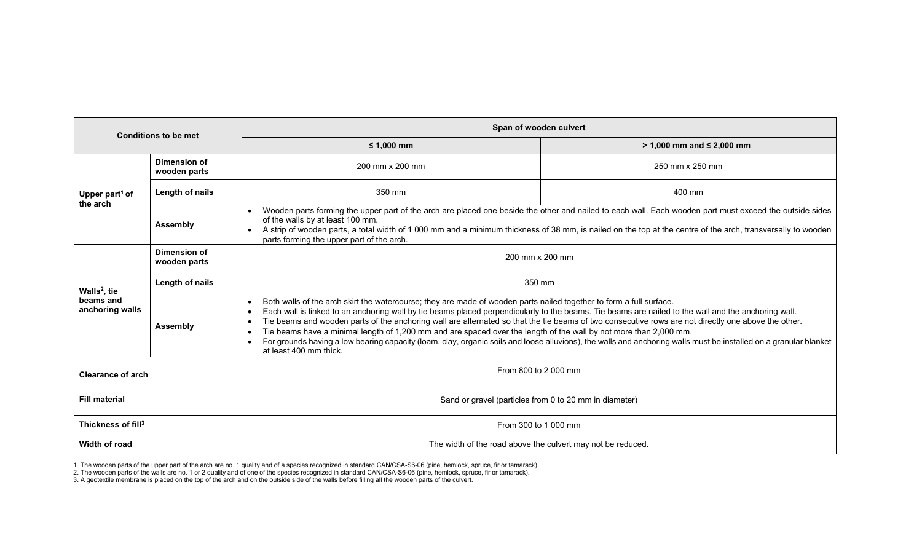| Conditions to be met | | Span of wooden culvert | |
|---|---|---|---|
| | | ≤ 1,000 mm | > 1,000 mm and ≤ 2,000 mm |
| Upper part[1] of the arch | Dimension of wooden parts | 200 mm x 200 mm | 250 mm x 250 mm |
| | Length of nails | 350 mm | 400 mm |
| | Assembly | • Wooden parts forming the upper part of the arch are placed one beside the other and nailed to each wall. Each wooden part must exceed the outside sides of the walls by at least 100 mm.<br>• A strip of wooden parts, a total width of 1 000 mm and a minimum thickness of 38 mm, is nailed on the top at the centre of the arch, transversally to wooden parts forming the upper part of the arch. | |
| Walls[2], tie beams and anchoring walls | Dimension of wooden parts | 200 mm x 200 mm | |
| | Length of nails | 350 mm | |
| | Assembly | • Both walls of the arch skirt the watercourse; they are made of wooden parts nailed together to form a full surface.<br>• Each wall is linked to an anchoring wall by tie beams placed perpendicularly to the beams. Tie beams are nailed to the wall and the anchoring wall.<br>• Tie beams and wooden parts of the anchoring wall are alternated so that the tie beams of two consecutive rows are not directly one above the other.<br>• Tie beams have a minimal length of 1,200 mm and are spaced over the length of the wall by not more than 2,000 mm.<br>• For grounds having a low bearing capacity (loam, clay, organic soils and loose alluvions), the walls and anchoring walls must be installed on a granular blanket at least 400 mm thick. | |
| Clearance of arch | | From 800 to 2 000 mm | |
| Fill material | | Sand or gravel (particles from 0 to 20 mm in diameter) | |
| Thickness of fill[3] | | From 300 to 1 000 mm | |
| Width of road | | The width of the road above the culvert may not be reduced. | |

1. The wooden parts of the upper part of the arch are no. 1 quality and of a species recognized in standard CAN/CSA-S6-06 (pine, hemlock, spruce, fir or tamarack).
2. The wooden parts of the walls are no. 1 or 2 quality and of one of the species recognized in standard CAN/CSA-S6-06 (pine, hemlock, spruce, fir or tamarack).
3. A geotextile membrane is placed on the top of the arch and on the outside side of the walls before filling all the wooden parts of the culvert.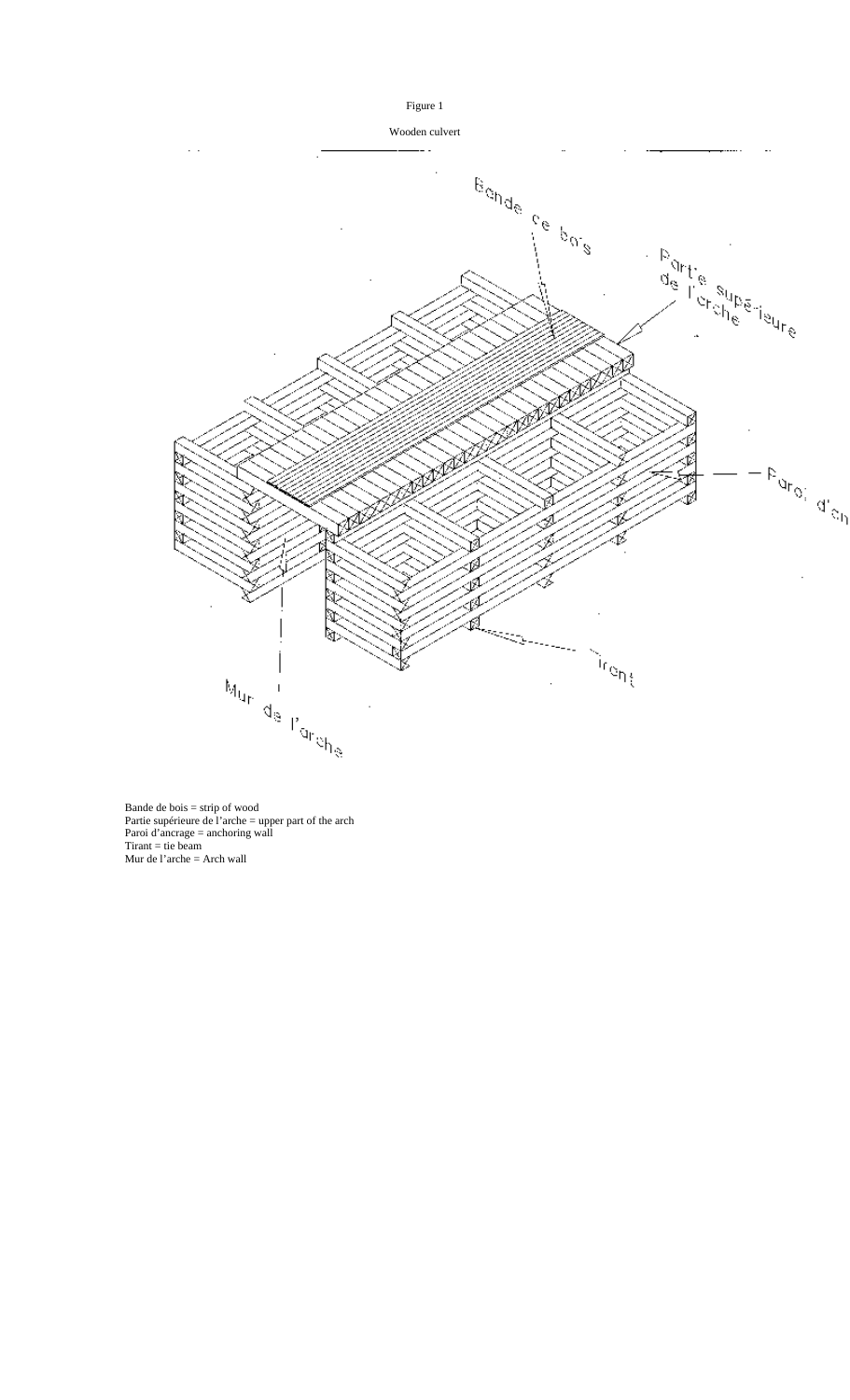Figure 1

Wooden culvert

Bande de bois = strip of wood
Partie supérieure de l'arche = upper part of the arch
Paroi d'ancrage = anchoring wall
Tirant = tie beam
Mur de l'arche = Arch wall